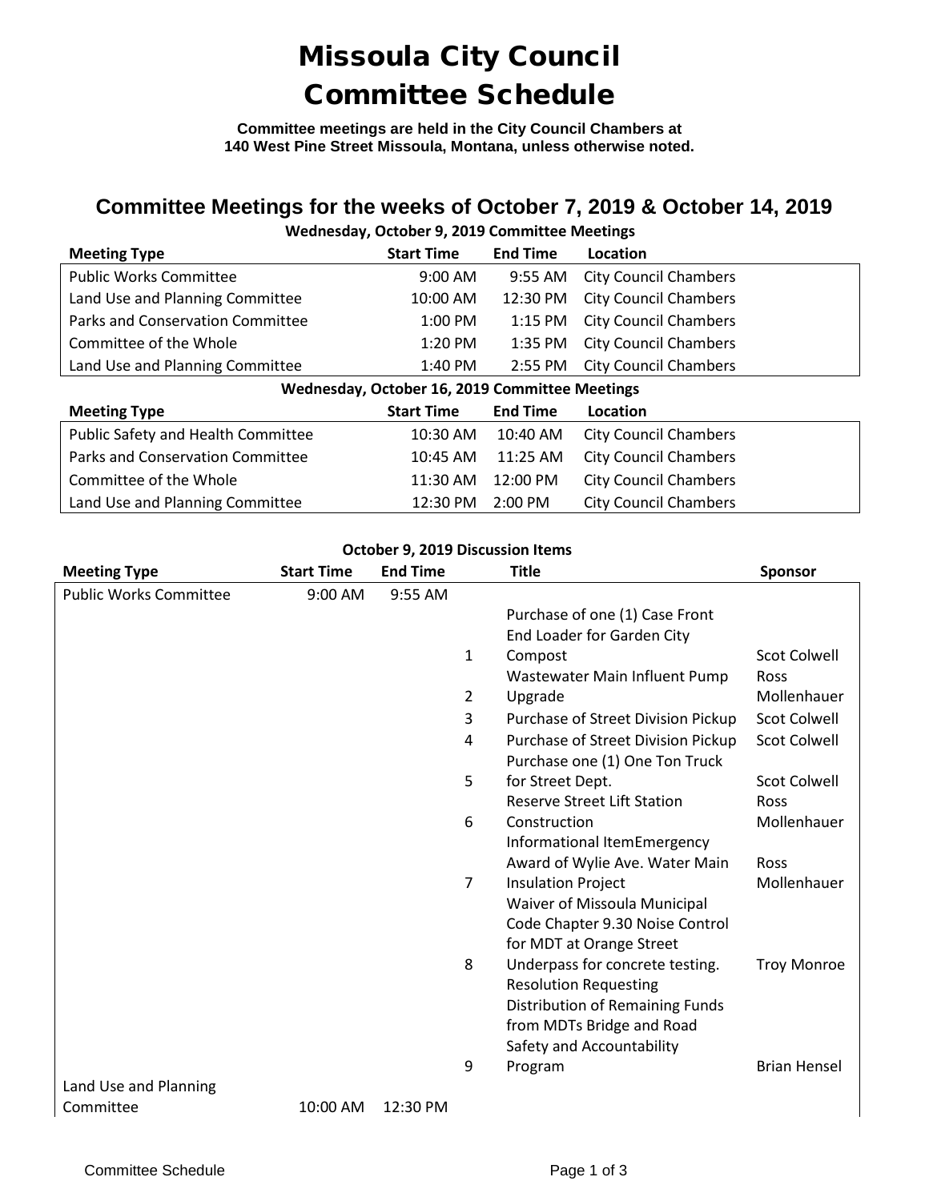# Missoula City Council Committee Schedule

**Committee meetings are held in the City Council Chambers at 140 West Pine Street Missoula, Montana, unless otherwise noted.**

## Committee Meetings for the weeks of October 7, 2019 & October 14, 2019

**Wednesday, October 9, 2019 Committee Meetings**

| Meeting Type | Start Time | End Time | Location |
|---|---|---|---|
| Public Works Committee | 9:00 AM | 9:55 AM | City Council Chambers |
| Land Use and Planning Committee | 10:00 AM | 12:30 PM | City Council Chambers |
| Parks and Conservation Committee | 1:00 PM | 1:15 PM | City Council Chambers |
| Committee of the Whole | 1:20 PM | 1:35 PM | City Council Chambers |
| Land Use and Planning Committee | 1:40 PM | 2:55 PM | City Council Chambers |

**Wednesday, October 16, 2019 Committee Meetings**

| Meeting Type | Start Time | End Time | Location |
|---|---|---|---|
| Public Safety and Health Committee | 10:30 AM | 10:40 AM | City Council Chambers |
| Parks and Conservation Committee | 10:45 AM | 11:25 AM | City Council Chambers |
| Committee of the Whole | 11:30 AM | 12:00 PM | City Council Chambers |
| Land Use and Planning Committee | 12:30 PM | 2:00 PM | City Council Chambers |

**October 9, 2019 Discussion Items**

| Meeting Type | Start Time | End Time | | Title | Sponsor |
|---|---|---|---|---|---|
| Public Works Committee | 9:00 AM | 9:55 AM | | | |
| | | | 1 | Purchase of one (1) Case Front End Loader for Garden City Compost | Scot Colwell |
| | | | 2 | Wastewater Main Influent Pump Upgrade | Ross Mollenhauer |
| | | | 3 | Purchase of Street Division Pickup | Scot Colwell |
| | | | 4 | Purchase of Street Division Pickup | Scot Colwell |
| | | | 5 | Purchase one (1) One Ton Truck for Street Dept. | Scot Colwell |
| | | | 6 | Reserve Street Lift Station Construction | Ross Mollenhauer |
| | | | 7 | Informational ItemEmergency Award of Wylie Ave. Water Main Insulation Project | Ross Mollenhauer |
| | | | 8 | Waiver of Missoula Municipal Code Chapter 9.30 Noise Control for MDT at Orange Street Underpass for concrete testing. | Troy Monroe |
| | | | 9 | Resolution Requesting Distribution of Remaining Funds from MDTs Bridge and Road Safety and Accountability Program | Brian Hensel |
| Land Use and Planning Committee | 10:00 AM | 12:30 PM | | | |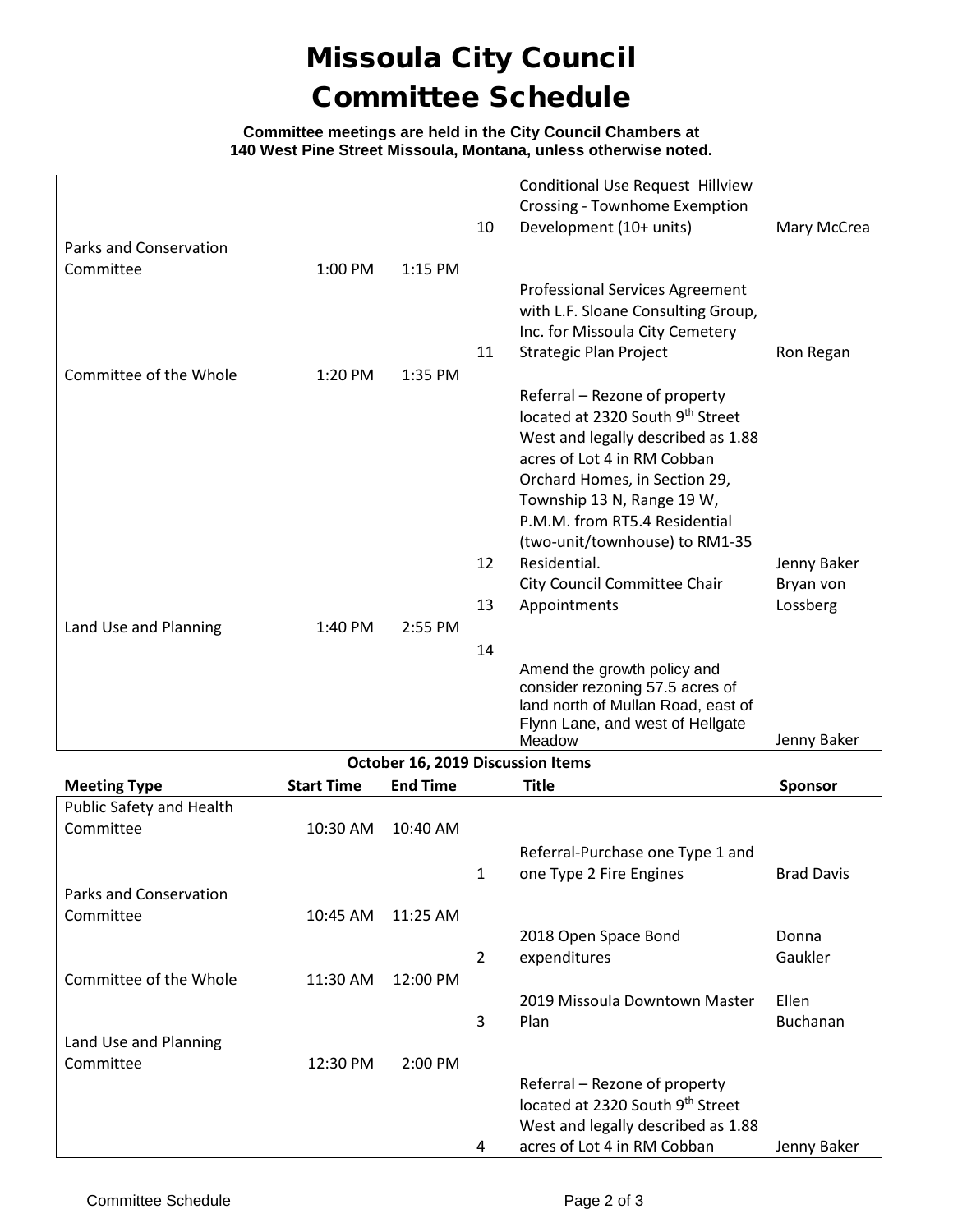# Missoula City Council
# Committee Schedule

**Committee meetings are held in the City Council Chambers at 140 West Pine Street Missoula, Montana, unless otherwise noted.**

| Meeting Type | Start Time | End Time | | Title | Sponsor |
|---|---|---|---|---|---|
| | | | 10 | Conditional Use Request Hillview Crossing - Townhome Exemption Development (10+ units) | Mary McCrea |
| Parks and Conservation Committee | 1:00 PM | 1:15 PM | | | |
| | | | 11 | Professional Services Agreement with L.F. Sloane Consulting Group, Inc. for Missoula City Cemetery Strategic Plan Project | Ron Regan |
| Committee of the Whole | 1:20 PM | 1:35 PM | | | |
| | | | 12 | Referral – Rezone of property located at 2320 South 9th Street West and legally described as 1.88 acres of Lot 4 in RM Cobban Orchard Homes, in Section 29, Township 13 N, Range 19 W, P.M.M. from RT5.4 Residential (two-unit/townhouse) to RM1-35 Residential. | Jenny Baker |
| | | | 13 | City Council Committee Chair Appointments | Bryan von Lossberg |
| Land Use and Planning | 1:40 PM | 2:55 PM | | | |
| | | | 14 | Amend the growth policy and consider rezoning 57.5 acres of land north of Mullan Road, east of Flynn Lane, and west of Hellgate Meadow | Jenny Baker |

**October 16, 2019 Discussion Items**

| Meeting Type | Start Time | End Time | | Title | Sponsor |
|---|---|---|---|---|---|
| Public Safety and Health Committee | 10:30 AM | 10:40 AM | | | |
| | | | 1 | Referral-Purchase one Type 1 and one Type 2 Fire Engines | Brad Davis |
| Parks and Conservation Committee | 10:45 AM | 11:25 AM | | | |
| | | | 2 | 2018 Open Space Bond expenditures | Donna Gaukler |
| Committee of the Whole | 11:30 AM | 12:00 PM | | | |
| | | | 3 | 2019 Missoula Downtown Master Plan | Ellen Buchanan |
| Land Use and Planning Committee | 12:30 PM | 2:00 PM | | | |
| | | | 4 | Referral – Rezone of property located at 2320 South 9th Street West and legally described as 1.88 acres of Lot 4 in RM Cobban | Jenny Baker |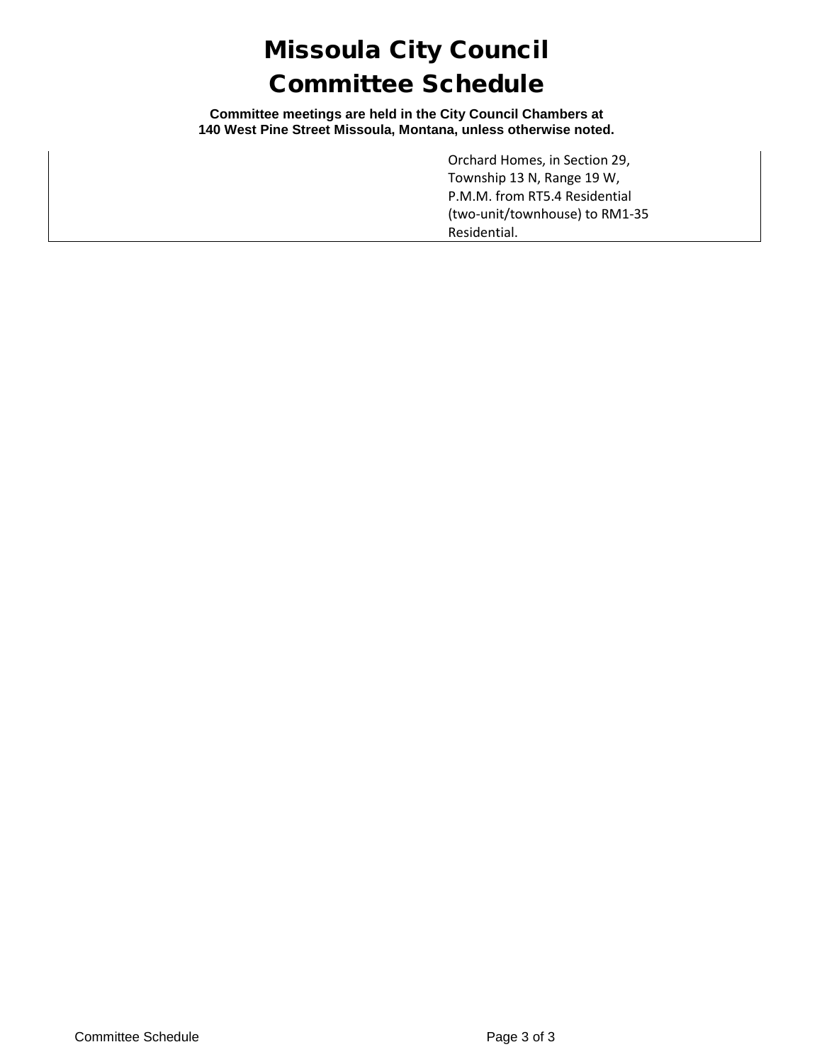# Missoula City Council
# Committee Schedule

**Committee meetings are held in the City Council Chambers at 140 West Pine Street Missoula, Montana, unless otherwise noted.**

| | |
|---|---|
| | Orchard Homes, in Section 29, Township 13 N, Range 19 W, P.M.M. from RT5.4 Residential (two-unit/townhouse) to RM1-35 Residential. |